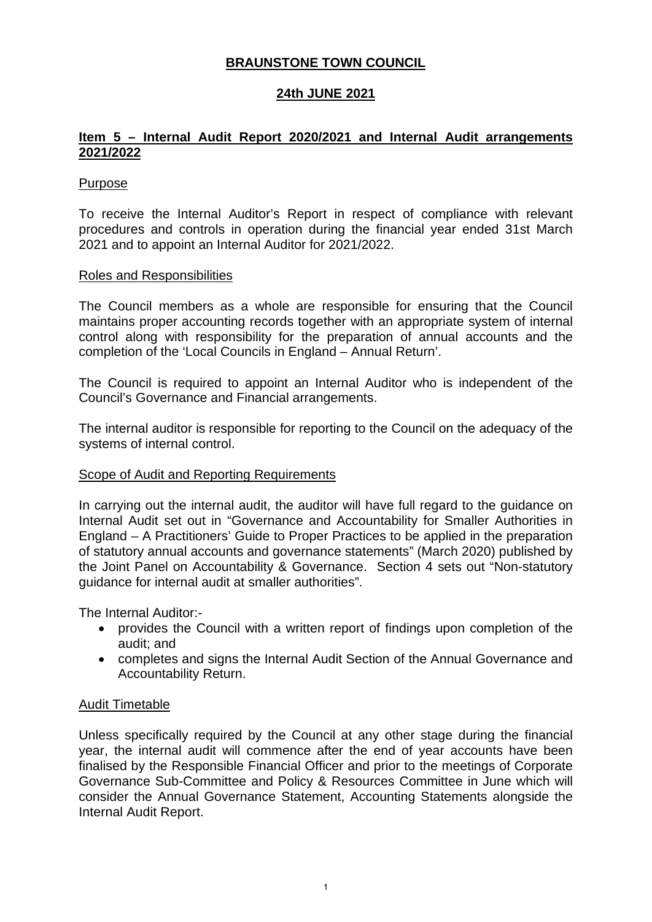# BRAUNSTONE TOWN COUNCIL

## 24th JUNE 2021

### Item 5 – Internal Audit Report 2020/2021 and Internal Audit arrangements 2021/2022

Purpose

To receive the Internal Auditor's Report in respect of compliance with relevant procedures and controls in operation during the financial year ended 31st March 2021 and to appoint an Internal Auditor for 2021/2022.

Roles and Responsibilities

The Council members as a whole are responsible for ensuring that the Council maintains proper accounting records together with an appropriate system of internal control along with responsibility for the preparation of annual accounts and the completion of the 'Local Councils in England – Annual Return'.

The Council is required to appoint an Internal Auditor who is independent of the Council's Governance and Financial arrangements.

The internal auditor is responsible for reporting to the Council on the adequacy of the systems of internal control.

Scope of Audit and Reporting Requirements

In carrying out the internal audit, the auditor will have full regard to the guidance on Internal Audit set out in "Governance and Accountability for Smaller Authorities in England – A Practitioners' Guide to Proper Practices to be applied in the preparation of statutory annual accounts and governance statements" (March 2020) published by the Joint Panel on Accountability & Governance. Section 4 sets out "Non-statutory guidance for internal audit at smaller authorities".

The Internal Auditor:-

- provides the Council with a written report of findings upon completion of the audit; and
- completes and signs the Internal Audit Section of the Annual Governance and Accountability Return.

Audit Timetable

Unless specifically required by the Council at any other stage during the financial year, the internal audit will commence after the end of year accounts have been finalised by the Responsible Financial Officer and prior to the meetings of Corporate Governance Sub-Committee and Policy & Resources Committee in June which will consider the Annual Governance Statement, Accounting Statements alongside the Internal Audit Report.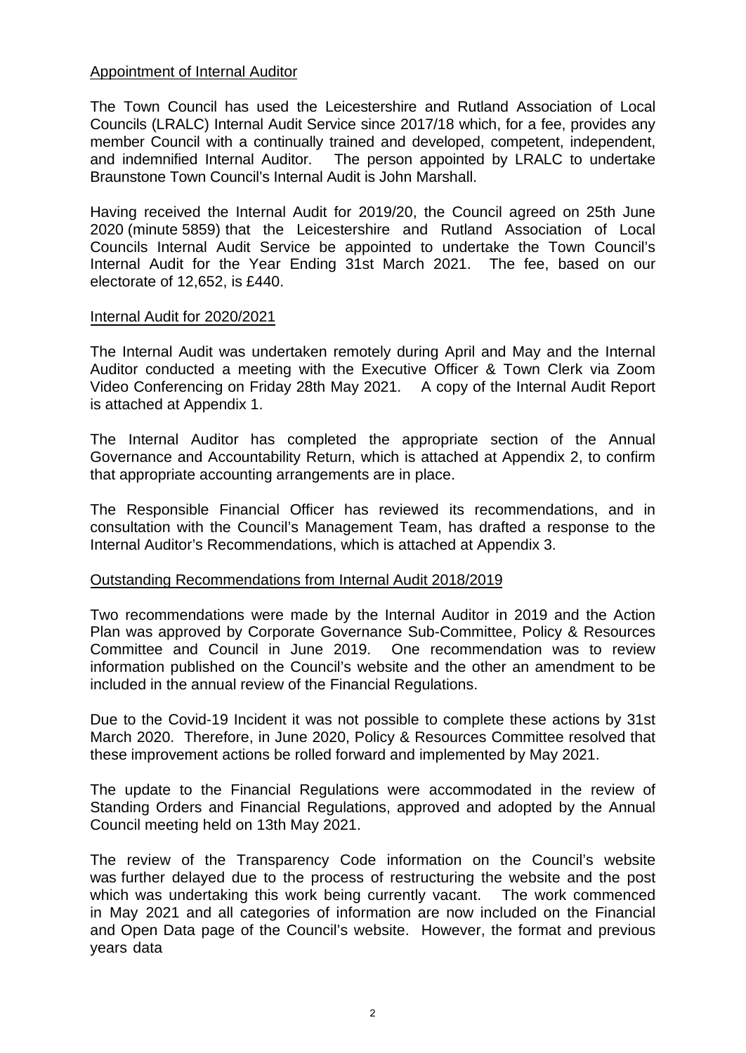## Appointment of Internal Auditor

The Town Council has used the Leicestershire and Rutland Association of Local Councils (LRALC) Internal Audit Service since 2017/18 which, for a fee, provides any member Council with a continually trained and developed, competent, independent, and indemnified Internal Auditor. The person appointed by LRALC to undertake Braunstone Town Council's Internal Audit is John Marshall.

Having received the Internal Audit for 2019/20, the Council agreed on 25th June 2020 (minute 5859) that the Leicestershire and Rutland Association of Local Councils Internal Audit Service be appointed to undertake the Town Council's Internal Audit for the Year Ending 31st March 2021. The fee, based on our electorate of 12,652, is £440.

## Internal Audit for 2020/2021

The Internal Audit was undertaken remotely during April and May and the Internal Auditor conducted a meeting with the Executive Officer & Town Clerk via Zoom Video Conferencing on Friday 28th May 2021. A copy of the Internal Audit Report is attached at Appendix 1.

The Internal Auditor has completed the appropriate section of the Annual Governance and Accountability Return, which is attached at Appendix 2, to confirm that appropriate accounting arrangements are in place.

The Responsible Financial Officer has reviewed its recommendations, and in consultation with the Council's Management Team, has drafted a response to the Internal Auditor's Recommendations, which is attached at Appendix 3.

## Outstanding Recommendations from Internal Audit 2018/2019

Two recommendations were made by the Internal Auditor in 2019 and the Action Plan was approved by Corporate Governance Sub-Committee, Policy & Resources Committee and Council in June 2019. One recommendation was to review information published on the Council's website and the other an amendment to be included in the annual review of the Financial Regulations.

Due to the Covid-19 Incident it was not possible to complete these actions by 31st March 2020. Therefore, in June 2020, Policy & Resources Committee resolved that these improvement actions be rolled forward and implemented by May 2021.

The update to the Financial Regulations were accommodated in the review of Standing Orders and Financial Regulations, approved and adopted by the Annual Council meeting held on 13th May 2021.

The review of the Transparency Code information on the Council's website was further delayed due to the process of restructuring the website and the post which was undertaking this work being currently vacant. The work commenced in May 2021 and all categories of information are now included on the Financial and Open Data page of the Council's website. However, the format and previous years data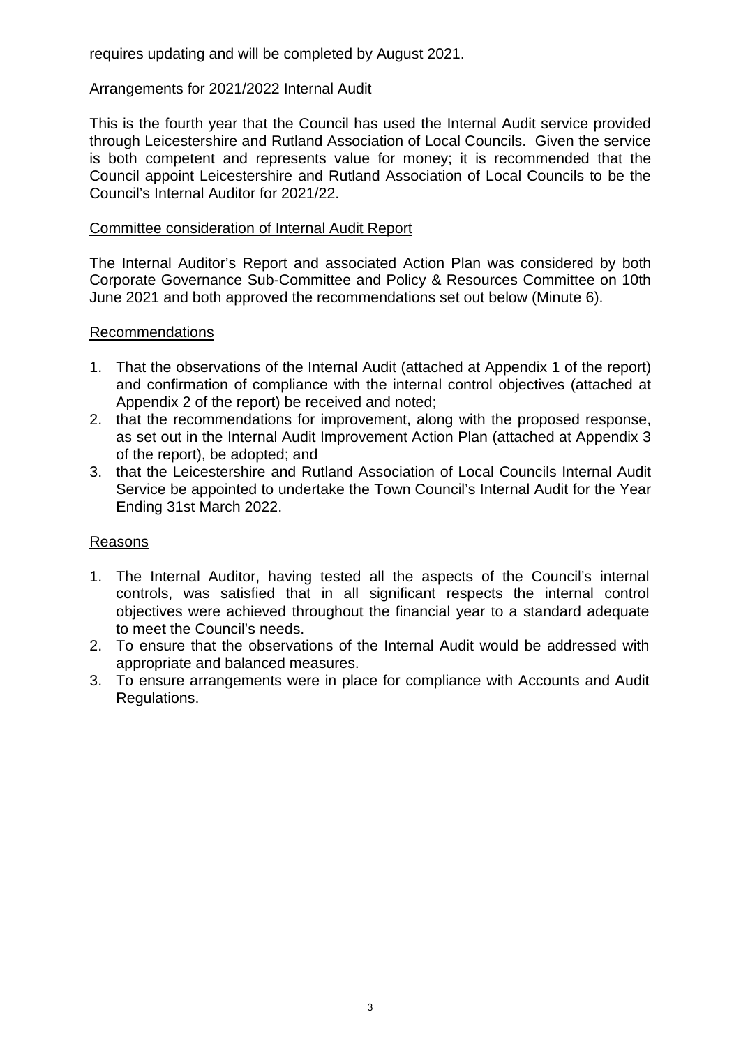requires updating and will be completed by August 2021.

## Arrangements for 2021/2022 Internal Audit

This is the fourth year that the Council has used the Internal Audit service provided through Leicestershire and Rutland Association of Local Councils. Given the service is both competent and represents value for money; it is recommended that the Council appoint Leicestershire and Rutland Association of Local Councils to be the Council's Internal Auditor for 2021/22.

## Committee consideration of Internal Audit Report

The Internal Auditor's Report and associated Action Plan was considered by both Corporate Governance Sub-Committee and Policy & Resources Committee on 10th June 2021 and both approved the recommendations set out below (Minute 6).

## Recommendations

1. That the observations of the Internal Audit (attached at Appendix 1 of the report) and confirmation of compliance with the internal control objectives (attached at Appendix 2 of the report) be received and noted;
2. that the recommendations for improvement, along with the proposed response, as set out in the Internal Audit Improvement Action Plan (attached at Appendix 3 of the report), be adopted; and
3. that the Leicestershire and Rutland Association of Local Councils Internal Audit Service be appointed to undertake the Town Council's Internal Audit for the Year Ending 31st March 2022.

## Reasons

1. The Internal Auditor, having tested all the aspects of the Council's internal controls, was satisfied that in all significant respects the internal control objectives were achieved throughout the financial year to a standard adequate to meet the Council's needs.
2. To ensure that the observations of the Internal Audit would be addressed with appropriate and balanced measures.
3. To ensure arrangements were in place for compliance with Accounts and Audit Regulations.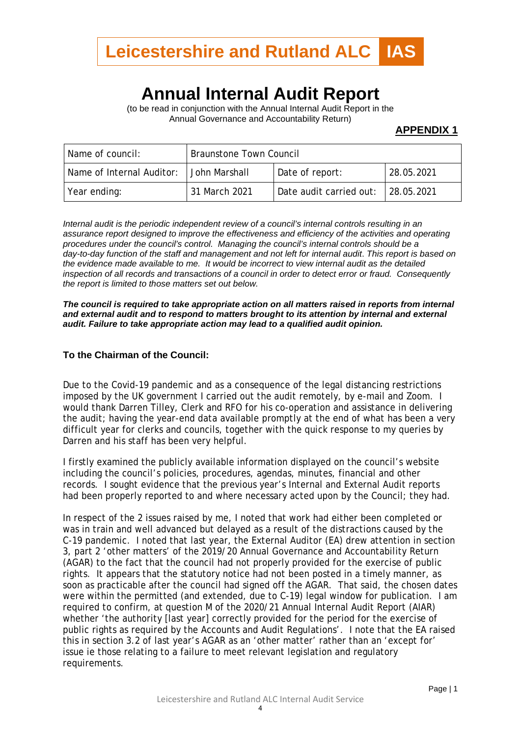# Leicestershire and Rutland ALC IAS

# Annual Internal Audit Report

(to be read in conjunction with the Annual Internal Audit Report in the Annual Governance and Accountability Return)

**APPENDIX 1**

| Name of council: | Braunstone Town Council | | |
|---|---|---|---|
| Name of Internal Auditor: | John Marshall | Date of report: | 28.05.2021 |
| Year ending: | 31 March 2021 | Date audit carried out: | 28.05.2021 |

*Internal audit is the periodic independent review of a council's internal controls resulting in an assurance report designed to improve the effectiveness and efficiency of the activities and operating procedures under the council's control. Managing the council's internal controls should be a day-to-day function of the staff and management and not left for internal audit. This report is based on the evidence made available to me. It would be incorrect to view internal audit as the detailed inspection of all records and transactions of a council in order to detect error or fraud. Consequently the report is limited to those matters set out below.*

***The council is required to take appropriate action on all matters raised in reports from internal and external audit and to respond to matters brought to its attention by internal and external audit. Failure to take appropriate action may lead to a qualified audit opinion.***

**To the Chairman of the Council:**

Due to the Covid-19 pandemic and as a consequence of the legal distancing restrictions imposed by the UK government I carried out the audit remotely, by e-mail and Zoom. I would thank Darren Tilley, Clerk and RFO for his co-operation and assistance in delivering the audit; having the year-end data available promptly at the end of what has been a very difficult year for clerks and councils, together with the quick response to my queries by Darren and his staff has been very helpful.

I firstly examined the publicly available information displayed on the council's website including the council's policies, procedures, agendas, minutes, financial and other records. I sought evidence that the previous year's Internal and External Audit reports had been properly reported to and where necessary acted upon by the Council; they had.

In respect of the 2 issues raised by me, I noted that work had either been completed or was in train and well advanced but delayed as a result of the distractions caused by the C-19 pandemic. I noted that last year, the External Auditor (EA) drew attention in section 3, part 2 'other matters' of the 2019/20 Annual Governance and Accountability Return (AGAR) to the fact that the council had not properly provided for the exercise of public rights. It appears that the statutory notice had not been posted in a timely manner, as soon as practicable after the council had signed off the AGAR. That said, the chosen dates were within the permitted (and extended, due to C-19) legal window for publication. I am required to confirm, at question M of the 2020/21 Annual Internal Audit Report (AIAR) whether 'the authority [last year] correctly provided for the period for the exercise of public rights as required by the Accounts and Audit Regulations'. I note that the EA raised this in section 3.2 of last year's AGAR as an 'other matter' rather than an 'except for' issue ie those relating to a failure to meet relevant legislation and regulatory requirements.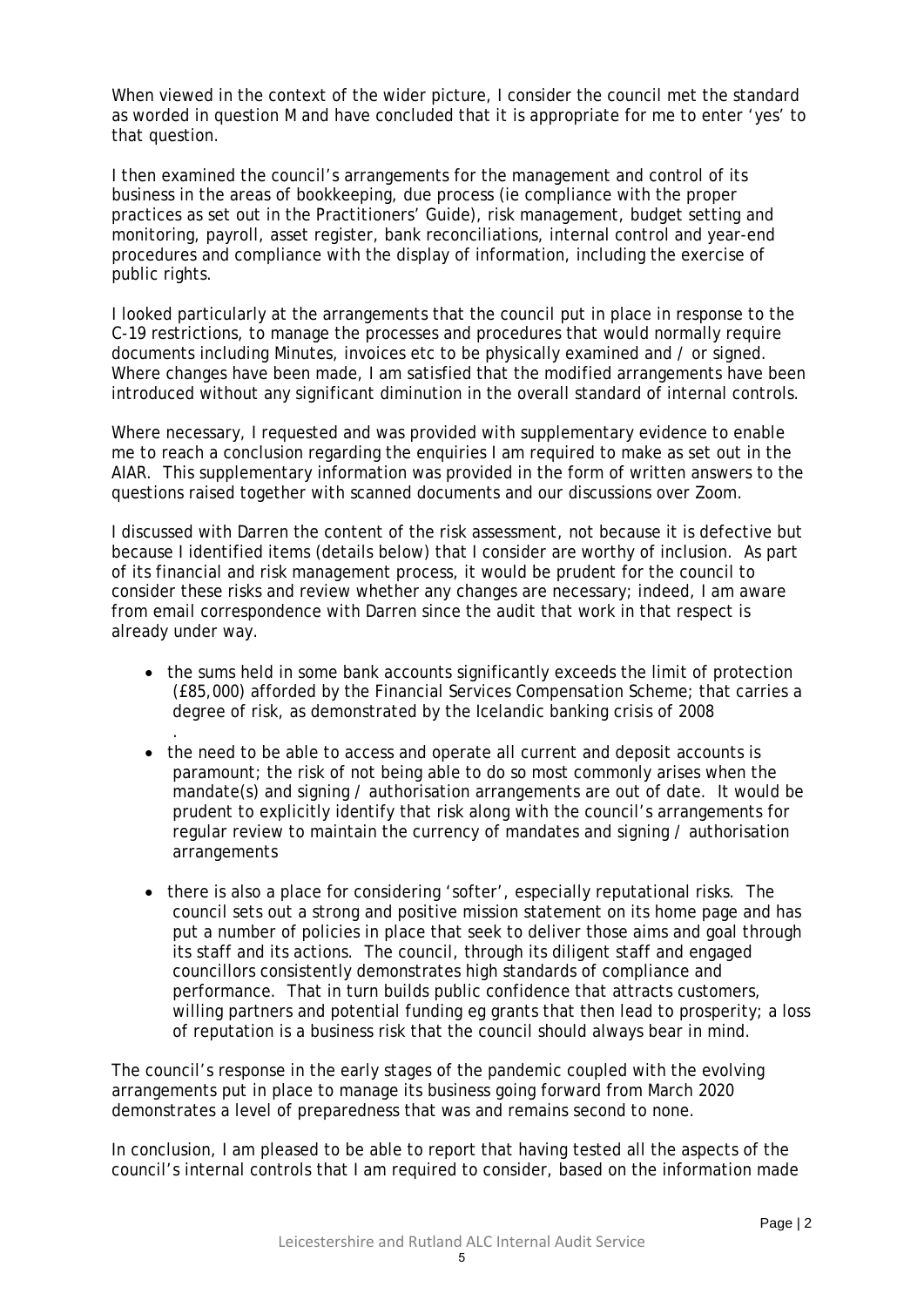When viewed in the context of the wider picture, I consider the council met the standard as worded in question M and have concluded that it is appropriate for me to enter 'yes' to that question.

I then examined the council's arrangements for the management and control of its business in the areas of bookkeeping, due process (ie compliance with the proper practices as set out in the Practitioners' Guide), risk management, budget setting and monitoring, payroll, asset register, bank reconciliations, internal control and year-end procedures and compliance with the display of information, including the exercise of public rights.

I looked particularly at the arrangements that the council put in place in response to the C-19 restrictions, to manage the processes and procedures that would normally require documents including Minutes, invoices etc to be physically examined and / or signed. Where changes have been made, I am satisfied that the modified arrangements have been introduced without any significant diminution in the overall standard of internal controls.

Where necessary, I requested and was provided with supplementary evidence to enable me to reach a conclusion regarding the enquiries I am required to make as set out in the AIAR. This supplementary information was provided in the form of written answers to the questions raised together with scanned documents and our discussions over Zoom.

I discussed with Darren the content of the risk assessment, not because it is defective but because I identified items (details below) that I consider are worthy of inclusion. As part of its financial and risk management process, it would be prudent for the council to consider these risks and review whether any changes are necessary; indeed, I am aware from email correspondence with Darren since the audit that work in that respect is already under way.

- the sums held in some bank accounts significantly exceeds the limit of protection (£85,000) afforded by the Financial Services Compensation Scheme; that carries a degree of risk, as demonstrated by the Icelandic banking crisis of 2008
- the need to be able to access and operate all current and deposit accounts is paramount; the risk of not being able to do so most commonly arises when the mandate(s) and signing / authorisation arrangements are out of date. It would be prudent to explicitly identify that risk along with the council's arrangements for regular review to maintain the currency of mandates and signing / authorisation arrangements
- there is also a place for considering 'softer', especially reputational risks. The council sets out a strong and positive mission statement on its home page and has put a number of policies in place that seek to deliver those aims and goal through its staff and its actions. The council, through its diligent staff and engaged councillors consistently demonstrates high standards of compliance and performance. That in turn builds public confidence that attracts customers, willing partners and potential funding eg grants that then lead to prosperity; a loss of reputation is a business risk that the council should always bear in mind.

The council's response in the early stages of the pandemic coupled with the evolving arrangements put in place to manage its business going forward from March 2020 demonstrates a level of preparedness that was and remains second to none.

In conclusion, I am pleased to be able to report that having tested all the aspects of the council's internal controls that I am required to consider, based on the information made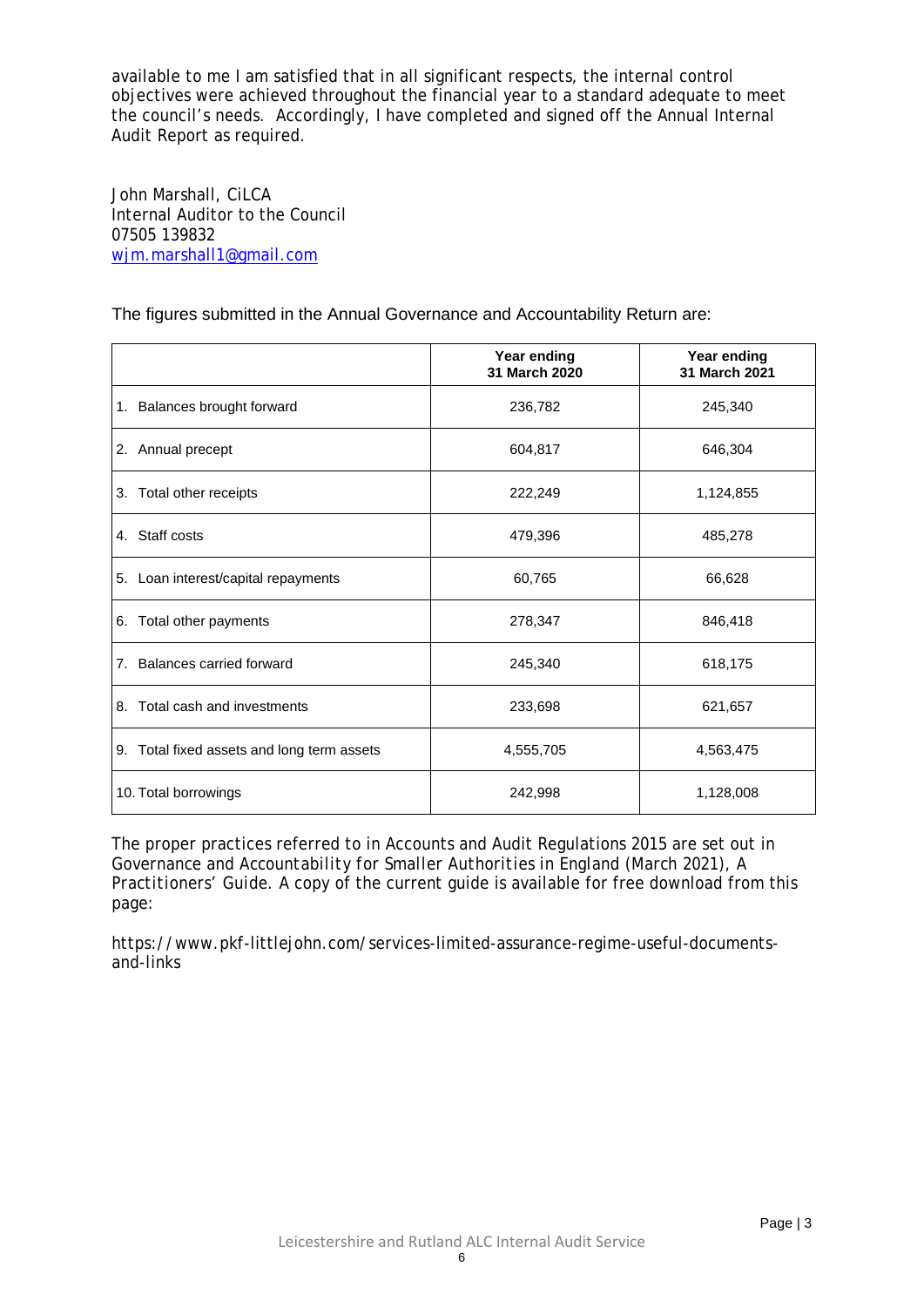available to me I am satisfied that in all significant respects, the internal control objectives were achieved throughout the financial year to a standard adequate to meet the council's needs. Accordingly, I have completed and signed off the Annual Internal Audit Report as required.

John Marshall, CiLCA
Internal Auditor to the Council
07505 139832
wjm.marshall1@gmail.com

The figures submitted in the Annual Governance and Accountability Return are:

| | Year ending 31 March 2020 | Year ending 31 March 2021 |
|---|---|---|
| 1. Balances brought forward | 236,782 | 245,340 |
| 2. Annual precept | 604,817 | 646,304 |
| 3. Total other receipts | 222,249 | 1,124,855 |
| 4. Staff costs | 479,396 | 485,278 |
| 5. Loan interest/capital repayments | 60,765 | 66,628 |
| 6. Total other payments | 278,347 | 846,418 |
| 7. Balances carried forward | 245,340 | 618,175 |
| 8. Total cash and investments | 233,698 | 621,657 |
| 9. Total fixed assets and long term assets | 4,555,705 | 4,563,475 |
| 10. Total borrowings | 242,998 | 1,128,008 |

The proper practices referred to in Accounts and Audit Regulations 2015 are set out in Governance and Accountability for Smaller Authorities in England (March 2021), A Practitioners' Guide. A copy of the current guide is available for free download from this page:

https://www.pkf-littlejohn.com/services-limited-assurance-regime-useful-documents-and-links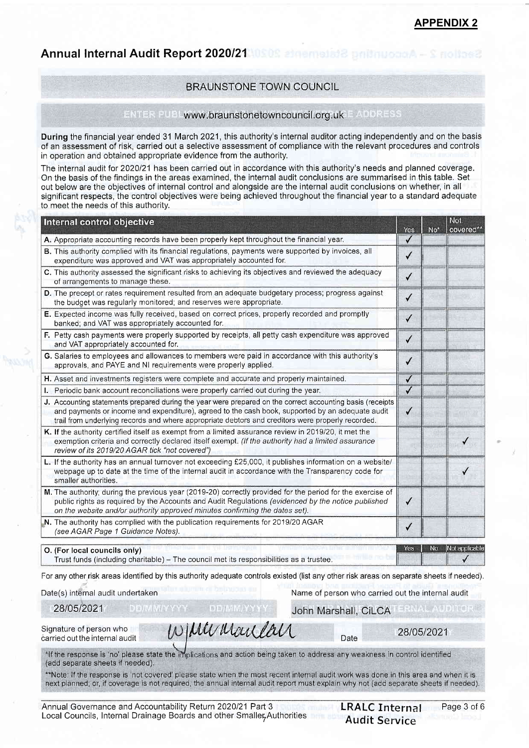**APPENDIX 2**

# Annual Internal Audit Report 2020/21

## BRAUNSTONE TOWN COUNCIL

ENTER PUBLICLY AVAILABLE WEBSITE/WEBPAGE ADDRESS: www.braunstonetowncouncil.org.uk

**During** the financial year ended 31 March 2021, this authority's internal auditor acting independently and on the basis of an assessment of risk, carried out a selective assessment of compliance with the relevant procedures and controls in operation and obtained appropriate evidence from the authority.

The internal audit for 2020/21 has been carried out in accordance with this authority's needs and planned coverage. On the basis of the findings in the areas examined, the internal audit conclusions are summarised in this table. Set out below are the objectives of internal control and alongside are the internal audit conclusions on whether, in all significant respects, the control objectives were being achieved throughout the financial year to a standard adequate to meet the needs of this authority.

| Internal control objective | Yes | No* | Not covered** |
|---|---|---|---|
| A. Appropriate accounting records have been properly kept throughout the financial year. | ✓ | | |
| B. This authority complied with its financial regulations, payments were supported by invoices, all expenditure was approved and VAT was appropriately accounted for. | ✓ | | |
| C. This authority assessed the significant risks to achieving its objectives and reviewed the adequacy of arrangements to manage these. | ✓ | | |
| D. The precept or rates requirement resulted from an adequate budgetary process; progress against the budget was regularly monitored; and reserves were appropriate. | ✓ | | |
| E. Expected income was fully received, based on correct prices, properly recorded and promptly banked; and VAT was appropriately accounted for. | ✓ | | |
| F. Petty cash payments were properly supported by receipts, all petty cash expenditure was approved and VAT appropriately accounted for. | ✓ | | |
| G. Salaries to employees and allowances to members were paid in accordance with this authority's approvals, and PAYE and NI requirements were properly applied. | ✓ | | |
| H. Asset and investments registers were complete and accurate and properly maintained. | ✓ | | |
| I. Periodic bank account reconciliations were properly carried out during the year. | ✓ | | |
| J. Accounting statements prepared during the year were prepared on the correct accounting basis (receipts and payments or income and expenditure), agreed to the cash book, supported by an adequate audit trail from underlying records and where appropriate debtors and creditors were properly recorded. | ✓ | | |
| K. If the authority certified itself as exempt from a limited assurance review in 2019/20, it met the exemption criteria and correctly declared itself exempt. *(If the authority had a limited assurance review of its 2019/20 AGAR tick "not covered")* | | | ✓ |
| L. If the authority has an annual turnover not exceeding £25,000, it publishes information on a website/ webpage up to date at the time of the internal audit in accordance with the Transparency code for smaller authorities. | | | ✓ |
| M. The authority, during the previous year (2019-20) correctly provided for the period for the exercise of public rights as required by the Accounts and Audit Regulations *(evidenced by the notice published on the website and/or authority approved minutes confirming the dates set).* | ✓ | | |
| N. The authority has complied with the publication requirements for 2019/20 AGAR *(see AGAR Page 1 Guidance Notes).* | ✓ | | |

| O. (For local councils only) | Yes | No | Not applicable |
|---|---|---|---|
| Trust funds (including charitable) – The council met its responsibilities as a trustee. | | | ✓ |

For any other risk areas identified by this authority adequate controls existed (list any other risk areas on separate sheets if needed).

Date(s) internal audit undertaken: 28/05/2021

Name of person who carried out the internal audit: John Marshall, CiLCA

Signature of person who carried out the internal audit: *(signed)*

Date: 28/05/2021

*If the response is 'no' please state the implications and action being taken to address any weakness in control identified (add separate sheets if needed).

**Note: If the response is 'not covered' please state when the most recent internal audit work was done in this area and when it is next planned; or, if coverage is not required, the annual internal audit report must explain why not (add separate sheets if needed).

Annual Governance and Accountability Return 2020/21 Part 3
Local Councils, Internal Drainage Boards and other Smaller Authorities

LRALC Internal Audit Service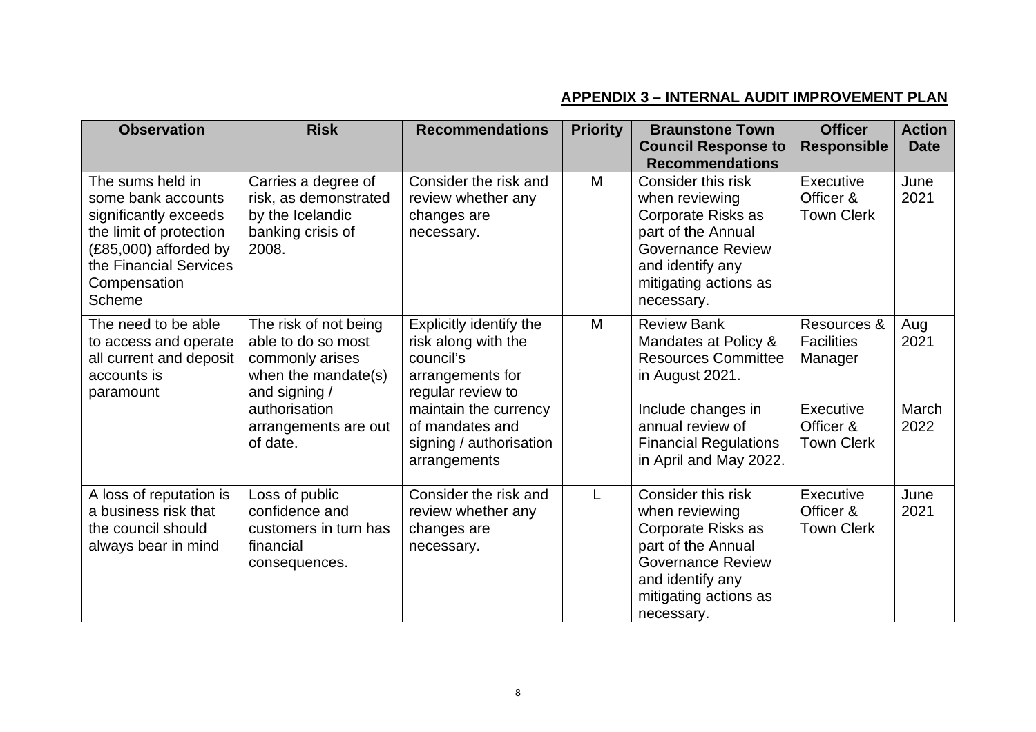**APPENDIX 3 – INTERNAL AUDIT IMPROVEMENT PLAN**

| Observation | Risk | Recommendations | Priority | Braunstone Town Council Response to Recommendations | Officer Responsible | Action Date |
|---|---|---|---|---|---|---|
| The sums held in some bank accounts significantly exceeds the limit of protection (£85,000) afforded by the Financial Services Compensation Scheme | Carries a degree of risk, as demonstrated by the Icelandic banking crisis of 2008. | Consider the risk and review whether any changes are necessary. | M | Consider this risk when reviewing Corporate Risks as part of the Annual Governance Review and identify any mitigating actions as necessary. | Executive Officer & Town Clerk | June 2021 |
| The need to be able to access and operate all current and deposit accounts is paramount | The risk of not being able to do so most commonly arises when the mandate(s) and signing / authorisation arrangements are out of date. | Explicitly identify the risk along with the council's arrangements for regular review to maintain the currency of mandates and signing / authorisation arrangements | M | Review Bank Mandates at Policy & Resources Committee in August 2021.<br><br>Include changes in annual review of Financial Regulations in April and May 2022. | Resources & Facilities Manager<br><br>Executive Officer & Town Clerk | Aug 2021<br><br>March 2022 |
| A loss of reputation is a business risk that the council should always bear in mind | Loss of public confidence and customers in turn has financial consequences. | Consider the risk and review whether any changes are necessary. | L | Consider this risk when reviewing Corporate Risks as part of the Annual Governance Review and identify any mitigating actions as necessary. | Executive Officer & Town Clerk | June 2021 |